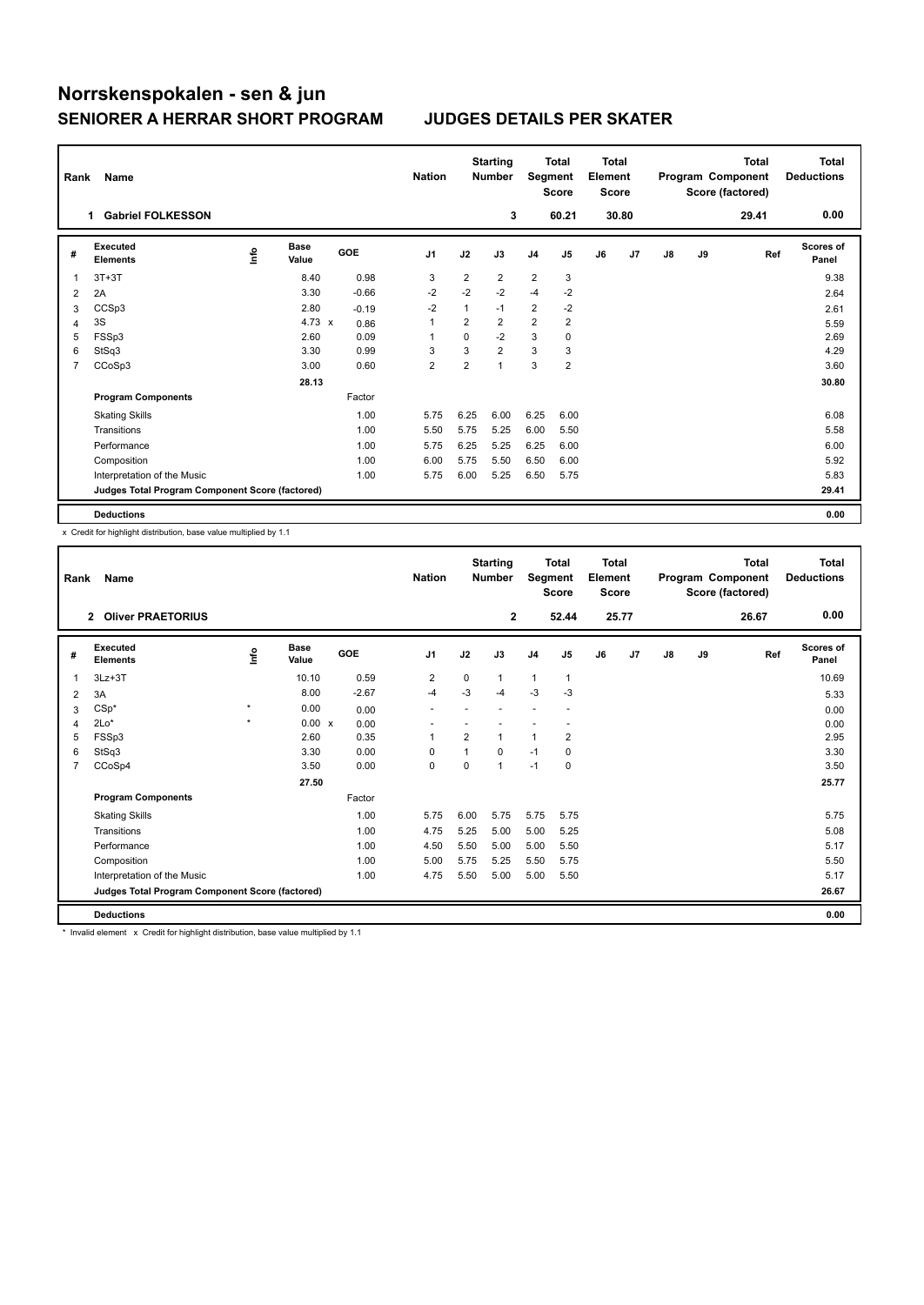# Norrskenspokalen - sen & jun

## SENIORER A HERRAR SHORT PROGRAM

## JUDGES DETAILS PER SKATER

| Rank | Name | Nation | Starting Number | Total Segment Score | Total Element Score | Total Program Component Score (factored) | Total Deductions |
|---|---|---|---|---|---|---|---|
| 1 | Gabriel FOLKESSON | | 3 | 60.21 | 30.80 | 29.41 | 0.00 |

| # | Executed Elements | Info | Base Value | | GOE | J1 | J2 | J3 | J4 | J5 | J6 | J7 | J8 | J9 | Ref | Scores of Panel |
|---|---|---|---|---|---|---|---|---|---|---|---|---|---|---|---|---|
| 1 | 3T+3T | | 8.40 | | 0.98 | 3 | 2 | 2 | 2 | 3 | | | | | | 9.38 |
| 2 | 2A | | 3.30 | | -0.66 | -2 | -2 | -2 | -4 | -2 | | | | | | 2.64 |
| 3 | CCSp3 | | 2.80 | | -0.19 | -2 | 1 | -1 | 2 | -2 | | | | | | 2.61 |
| 4 | 3S | | 4.73 | x | 0.86 | 1 | 2 | 2 | 2 | 2 | | | | | | 5.59 |
| 5 | FSSp3 | | 2.60 | | 0.09 | 1 | 0 | -2 | 3 | 0 | | | | | | 2.69 |
| 6 | StSq3 | | 3.30 | | 0.99 | 3 | 3 | 2 | 3 | 3 | | | | | | 4.29 |
| 7 | CCoSp3 | | 3.00 | | 0.60 | 2 | 2 | 1 | 3 | 2 | | | | | | 3.60 |
| | | | 28.13 | | | | | | | | | | | | | 30.80 |
| | **Program Components** | | | | Factor | | | | | | | | | | | |
| | Skating Skills | | | | 1.00 | 5.75 | 6.25 | 6.00 | 6.25 | 6.00 | | | | | | 6.08 |
| | Transitions | | | | 1.00 | 5.50 | 5.75 | 5.25 | 6.00 | 5.50 | | | | | | 5.58 |
| | Performance | | | | 1.00 | 5.75 | 6.25 | 5.25 | 6.25 | 6.00 | | | | | | 6.00 |
| | Composition | | | | 1.00 | 6.00 | 5.75 | 5.50 | 6.50 | 6.00 | | | | | | 5.92 |
| | Interpretation of the Music | | | | 1.00 | 5.75 | 6.00 | 5.25 | 6.50 | 5.75 | | | | | | 5.83 |
| | **Judges Total Program Component Score (factored)** | | | | | | | | | | | | | | | 29.41 |
| | **Deductions** | | | | | | | | | | | | | | | 0.00 |

x Credit for highlight distribution, base value multiplied by 1.1

| Rank | Name | Nation | Starting Number | Total Segment Score | Total Element Score | Total Program Component Score (factored) | Total Deductions |
|---|---|---|---|---|---|---|---|
| 2 | Oliver PRAETORIUS | | 2 | 52.44 | 25.77 | 26.67 | 0.00 |

| # | Executed Elements | Info | Base Value | | GOE | J1 | J2 | J3 | J4 | J5 | J6 | J7 | J8 | J9 | Ref | Scores of Panel |
|---|---|---|---|---|---|---|---|---|---|---|---|---|---|---|---|---|
| 1 | 3Lz+3T | | 10.10 | | 0.59 | 2 | 0 | 1 | 1 | 1 | | | | | | 10.69 |
| 2 | 3A | | 8.00 | | -2.67 | -4 | -3 | -4 | -3 | -3 | | | | | | 5.33 |
| 3 | CSp* | * | 0.00 | | 0.00 | - | - | - | - | - | | | | | | 0.00 |
| 4 | 2Lo* | * | 0.00 | x | 0.00 | - | - | - | - | - | | | | | | 0.00 |
| 5 | FSSp3 | | 2.60 | | 0.35 | 1 | 2 | 1 | 1 | 2 | | | | | | 2.95 |
| 6 | StSq3 | | 3.30 | | 0.00 | 0 | 1 | 0 | -1 | 0 | | | | | | 3.30 |
| 7 | CCoSp4 | | 3.50 | | 0.00 | 0 | 0 | 1 | -1 | 0 | | | | | | 3.50 |
| | | | 27.50 | | | | | | | | | | | | | 25.77 |
| | **Program Components** | | | | Factor | | | | | | | | | | | |
| | Skating Skills | | | | 1.00 | 5.75 | 6.00 | 5.75 | 5.75 | 5.75 | | | | | | 5.75 |
| | Transitions | | | | 1.00 | 4.75 | 5.25 | 5.00 | 5.00 | 5.25 | | | | | | 5.08 |
| | Performance | | | | 1.00 | 4.50 | 5.50 | 5.00 | 5.00 | 5.50 | | | | | | 5.17 |
| | Composition | | | | 1.00 | 5.00 | 5.75 | 5.25 | 5.50 | 5.75 | | | | | | 5.50 |
| | Interpretation of the Music | | | | 1.00 | 4.75 | 5.50 | 5.00 | 5.00 | 5.50 | | | | | | 5.17 |
| | **Judges Total Program Component Score (factored)** | | | | | | | | | | | | | | | 26.67 |
| | **Deductions** | | | | | | | | | | | | | | | 0.00 |

* Invalid element x Credit for highlight distribution, base value multiplied by 1.1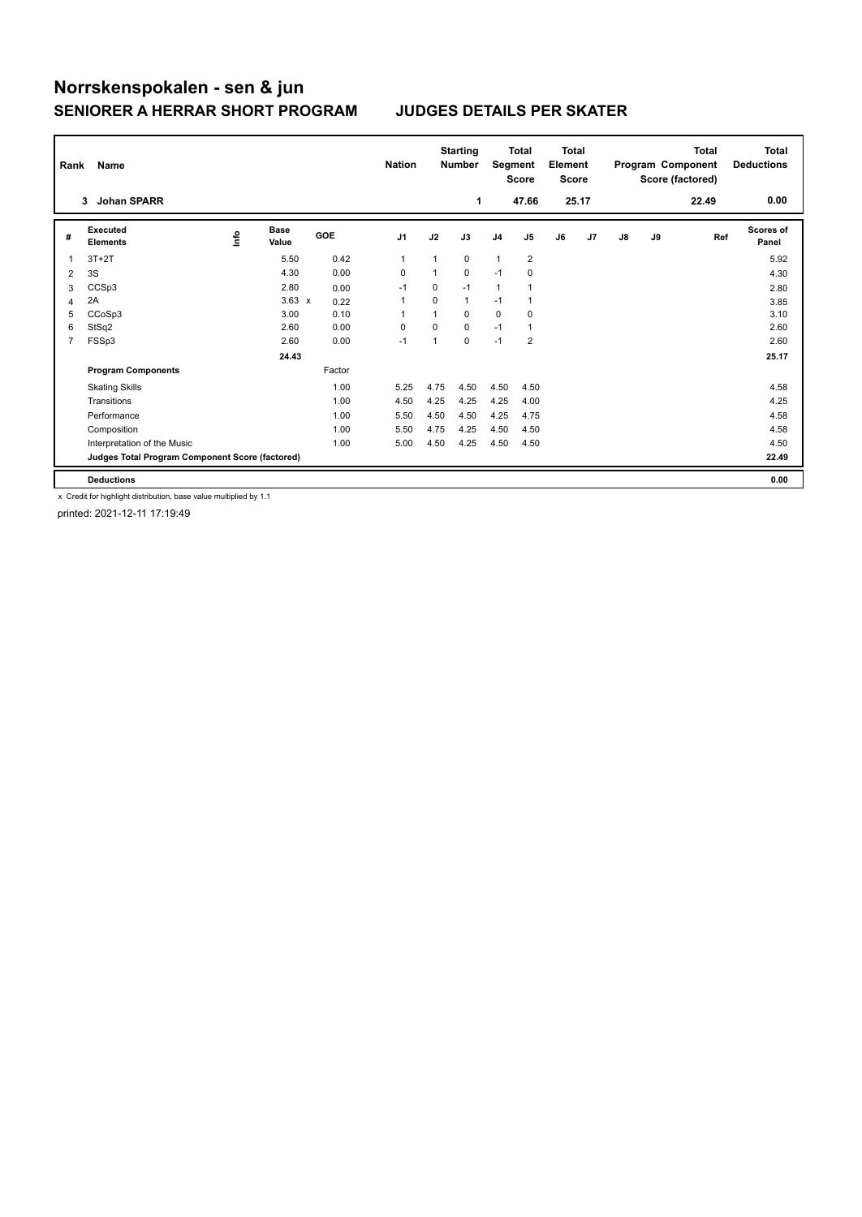# Norrskenspokalen - sen & jun

## SENIORER A HERRAR SHORT PROGRAM

## JUDGES DETAILS PER SKATER

| Rank | Name | Nation | Starting Number | Total Segment Score | Total Element Score | Total Program Component Score (factored) | Total Deductions |
|---|---|---|---|---|---|---|---|
| 3 | Johan SPARR | | 1 | 47.66 | 25.17 | 22.49 | 0.00 |

| # | Executed Elements | Info | Base Value | GOE | J1 | J2 | J3 | J4 | J5 | J6 | J7 | J8 | J9 | Ref | Scores of Panel |
|---|---|---|---|---|---|---|---|---|---|---|---|---|---|---|---|
| 1 | 3T+2T | | 5.50 | 0.42 | 1 | 1 | 0 | 1 | 2 | | | | | | 5.92 |
| 2 | 3S | | 4.30 | 0.00 | 0 | 1 | 0 | -1 | 0 | | | | | | 4.30 |
| 3 | CCSp3 | | 2.80 | 0.00 | -1 | 0 | -1 | 1 | 1 | | | | | | 2.80 |
| 4 | 2A | | 3.63 x | 0.22 | 1 | 0 | 1 | -1 | 1 | | | | | | 3.85 |
| 5 | CCoSp3 | | 3.00 | 0.10 | 1 | 1 | 0 | 0 | 0 | | | | | | 3.10 |
| 6 | StSq2 | | 2.60 | 0.00 | 0 | 0 | 0 | -1 | 1 | | | | | | 2.60 |
| 7 | FSSp3 | | 2.60 | 0.00 | -1 | 1 | 0 | -1 | 2 | | | | | | 2.60 |
| | | | 24.43 | | | | | | | | | | | | 25.17 |
| | **Program Components** | | | Factor | | | | | | | | | | | |
| | Skating Skills | | | 1.00 | 5.25 | 4.75 | 4.50 | 4.50 | 4.50 | | | | | | 4.58 |
| | Transitions | | | 1.00 | 4.50 | 4.25 | 4.25 | 4.25 | 4.00 | | | | | | 4.25 |
| | Performance | | | 1.00 | 5.50 | 4.50 | 4.50 | 4.25 | 4.75 | | | | | | 4.58 |
| | Composition | | | 1.00 | 5.50 | 4.75 | 4.25 | 4.50 | 4.50 | | | | | | 4.58 |
| | Interpretation of the Music | | | 1.00 | 5.00 | 4.50 | 4.25 | 4.50 | 4.50 | | | | | | 4.50 |
| | **Judges Total Program Component Score (factored)** | | | | | | | | | | | | | | 22.49 |
| | **Deductions** | | | | | | | | | | | | | | 0.00 |

x Credit for highlight distribution, base value multiplied by 1.1

printed: 2021-12-11 17:19:49